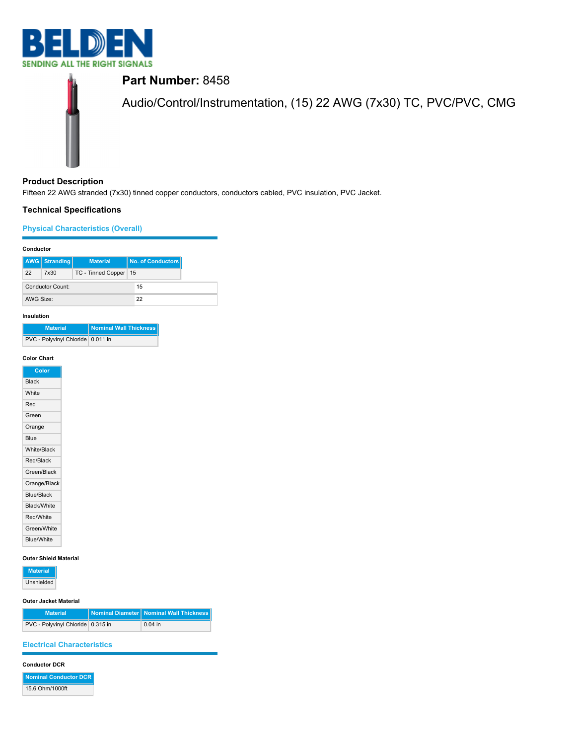**Part Number:** 8458

Audio/Control/Instrumentation, (15) 22 AWG (7x30) TC, PVC/PVC, CMG

## Product Description

Fifteen 22 AWG stranded (7x30) tinned copper conductors, conductors cabled, PVC insulation, PVC Jacket.

## Technical Specifications

### Physical Characteristics (Overall)

#### Conductor

| AWG | Stranding | Material | No. of Conductors |
|---|---|---|---|
| 22 | 7x30 | TC - Tinned Copper | 15 |

| | |
|---|---|
| Conductor Count: | 15 |
| AWG Size: | 22 |

#### Insulation

| Material | Nominal Wall Thickness |
|---|---|
| PVC - Polyvinyl Chloride | 0.011 in |

#### Color Chart

| Color |
|---|
| Black |
| White |
| Red |
| Green |
| Orange |
| Blue |
| White/Black |
| Red/Black |
| Green/Black |
| Orange/Black |
| Blue/Black |
| Black/White |
| Red/White |
| Green/White |
| Blue/White |

#### Outer Shield Material

| Material |
|---|
| Unshielded |

#### Outer Jacket Material

| Material | Nominal Diameter | Nominal Wall Thickness |
|---|---|---|
| PVC - Polyvinyl Chloride | 0.315 in | 0.04 in |

### Electrical Characteristics

#### Conductor DCR

| Nominal Conductor DCR |
|---|
| 15.6 Ohm/1000ft |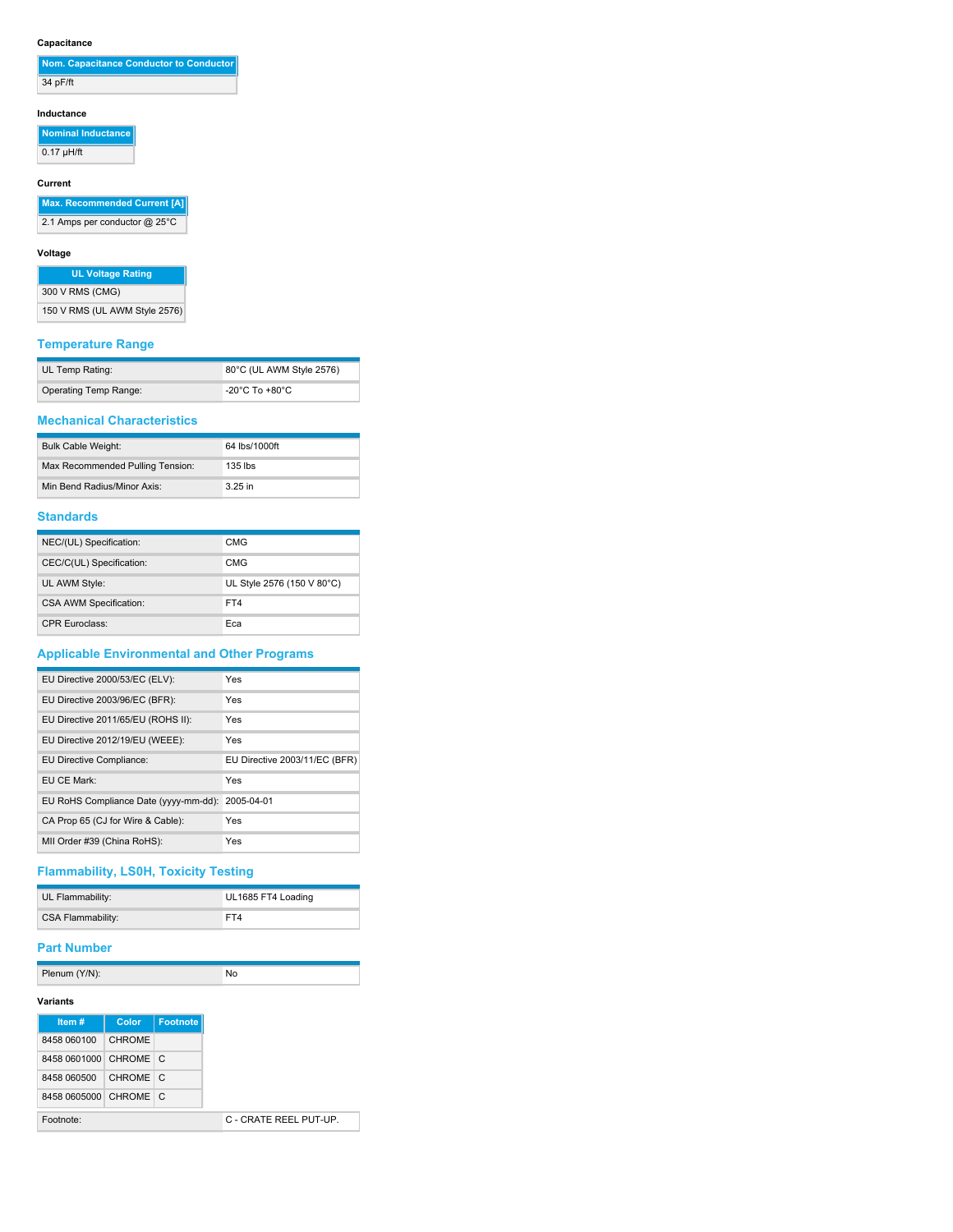#### Capacitance

| Nom. Capacitance Conductor to Conductor |
|---|
| 34 pF/ft |

#### Inductance

| Nominal Inductance |
|---|
| 0.17 µH/ft |

#### Current

| Max. Recommended Current [A] |
|---|
| 2.1 Amps per conductor @ 25°C |

#### Voltage

| UL Voltage Rating |
|---|
| 300 V RMS (CMG) |
| 150 V RMS (UL AWM Style 2576) |

## Temperature Range

| | |
|---|---|
| UL Temp Rating: | 80°C (UL AWM Style 2576) |
| Operating Temp Range: | -20°C To +80°C |

## Mechanical Characteristics

| | |
|---|---|
| Bulk Cable Weight: | 64 lbs/1000ft |
| Max Recommended Pulling Tension: | 135 lbs |
| Min Bend Radius/Minor Axis: | 3.25 in |

## Standards

| | |
|---|---|
| NEC/(UL) Specification: | CMG |
| CEC/C(UL) Specification: | CMG |
| UL AWM Style: | UL Style 2576 (150 V 80°C) |
| CSA AWM Specification: | FT4 |
| CPR Euroclass: | Eca |

## Applicable Environmental and Other Programs

| | |
|---|---|
| EU Directive 2000/53/EC (ELV): | Yes |
| EU Directive 2003/96/EC (BFR): | Yes |
| EU Directive 2011/65/EU (ROHS II): | Yes |
| EU Directive 2012/19/EU (WEEE): | Yes |
| EU Directive Compliance: | EU Directive 2003/11/EC (BFR) |
| EU CE Mark: | Yes |
| EU RoHS Compliance Date (yyyy-mm-dd): | 2005-04-01 |
| CA Prop 65 (CJ for Wire & Cable): | Yes |
| MII Order #39 (China RoHS): | Yes |

## Flammability, LS0H, Toxicity Testing

| | |
|---|---|
| UL Flammability: | UL1685 FT4 Loading |
| CSA Flammability: | FT4 |

## Part Number

| | |
|---|---|
| Plenum (Y/N): | No |

#### Variants

| Item # | Color | Footnote |
|---|---|---|
| 8458 060100 | CHROME | |
| 8458 0601000 | CHROME | C |
| 8458 060500 | CHROME | C |
| 8458 0605000 | CHROME | C |

| | |
|---|---|
| Footnote: | C - CRATE REEL PUT-UP. |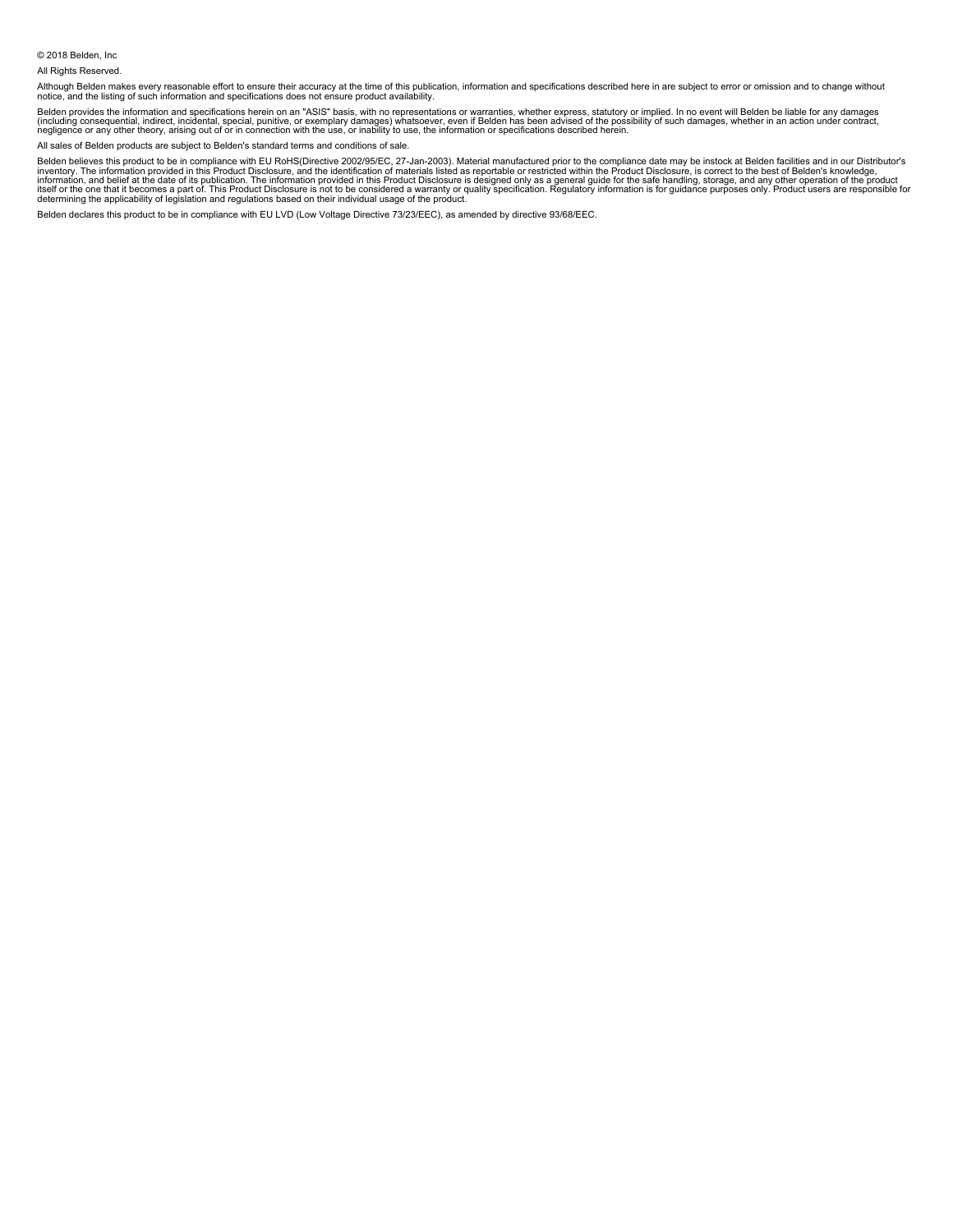© 2018 Belden, Inc

All Rights Reserved.

Although Belden makes every reasonable effort to ensure their accuracy at the time of this publication, information and specifications described here in are subject to error or omission and to change without notice, and the listing of such information and specifications does not ensure product availability.

Belden provides the information and specifications herein on an "ASIS" basis, with no representations or warranties, whether express, statutory or implied. In no event will Belden be liable for any damages (including consequential, indirect, incidental, special, punitive, or exemplary damages) whatsoever, even if Belden has been advised of the possibility of such damages, whether in an action under contract, negligence or any other theory, arising out of or in connection with the use, or inability to use, the information or specifications described herein.

All sales of Belden products are subject to Belden's standard terms and conditions of sale.

Belden believes this product to be in compliance with EU RoHS(Directive 2002/95/EC, 27-Jan-2003). Material manufactured prior to the compliance date may be instock at Belden facilities and in our Distributor's inventory. The information provided in this Product Disclosure, and the identification of materials listed as reportable or restricted within the Product Disclosure, is correct to the best of Belden's knowledge, information, and belief at the date of its publication. The information provided in this Product Disclosure is designed only as a general guide for the safe handling, storage, and any other operation of the product itself or the one that it becomes a part of. This Product Disclosure is not to be considered a warranty or quality specification. Regulatory information is for guidance purposes only. Product users are responsible for determining the applicability of legislation and regulations based on their individual usage of the product.

Belden declares this product to be in compliance with EU LVD (Low Voltage Directive 73/23/EEC), as amended by directive 93/68/EEC.